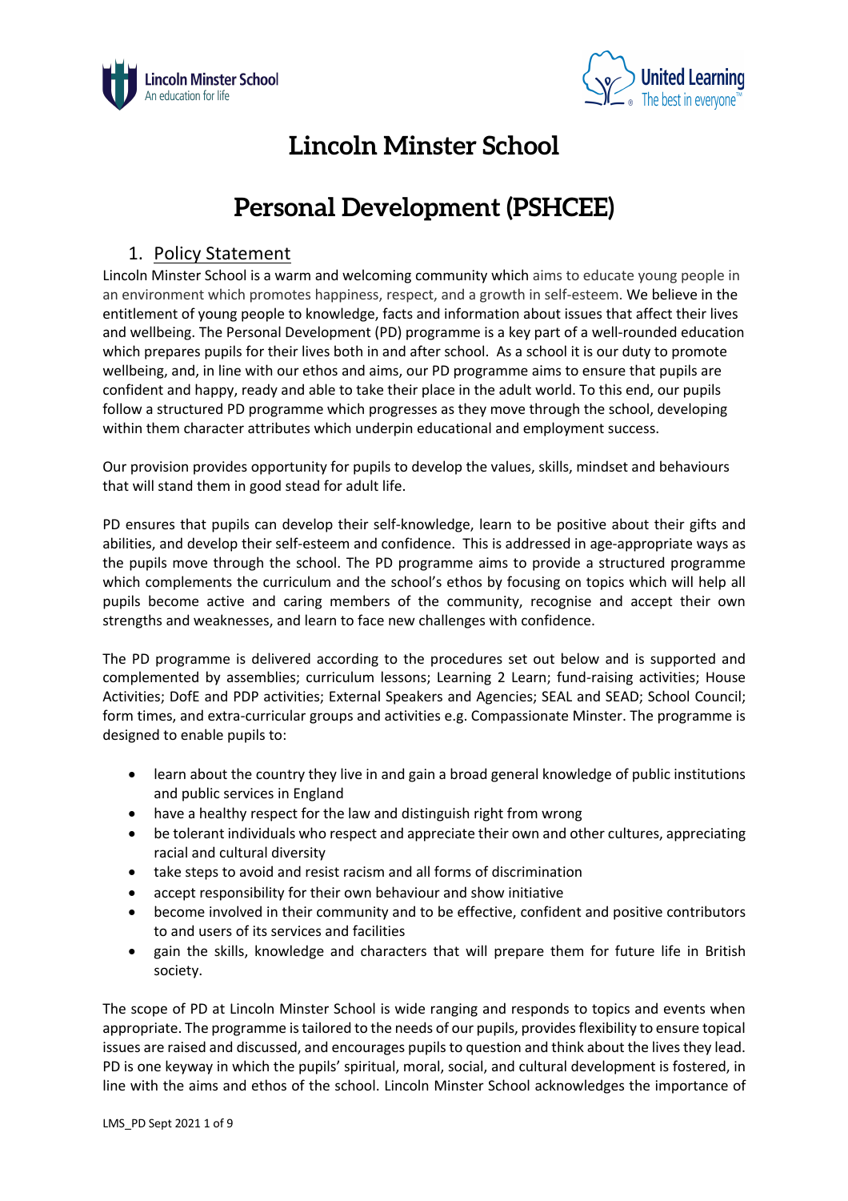# Lincoln Minster School

# Personal Development (PSHCEE)

## 1. Policy Statement

Lincoln Minster School is a warm and welcoming community which aims to educate young people in an environment which promotes happiness, respect, and a growth in self-esteem. We believe in the entitlement of young people to knowledge, facts and information about issues that affect their lives and wellbeing. The Personal Development (PD) programme is a key part of a well-rounded education which prepares pupils for their lives both in and after school. As a school it is our duty to promote wellbeing, and, in line with our ethos and aims, our PD programme aims to ensure that pupils are confident and happy, ready and able to take their place in the adult world. To this end, our pupils follow a structured PD programme which progresses as they move through the school, developing within them character attributes which underpin educational and employment success.

Our provision provides opportunity for pupils to develop the values, skills, mindset and behaviours that will stand them in good stead for adult life.

PD ensures that pupils can develop their self-knowledge, learn to be positive about their gifts and abilities, and develop their self-esteem and confidence. This is addressed in age-appropriate ways as the pupils move through the school. The PD programme aims to provide a structured programme which complements the curriculum and the school's ethos by focusing on topics which will help all pupils become active and caring members of the community, recognise and accept their own strengths and weaknesses, and learn to face new challenges with confidence.

The PD programme is delivered according to the procedures set out below and is supported and complemented by assemblies; curriculum lessons; Learning 2 Learn; fund-raising activities; House Activities; DofE and PDP activities; External Speakers and Agencies; SEAL and SEAD; School Council; form times, and extra-curricular groups and activities e.g. Compassionate Minster. The programme is designed to enable pupils to:

- learn about the country they live in and gain a broad general knowledge of public institutions and public services in England
- have a healthy respect for the law and distinguish right from wrong
- be tolerant individuals who respect and appreciate their own and other cultures, appreciating racial and cultural diversity
- take steps to avoid and resist racism and all forms of discrimination
- accept responsibility for their own behaviour and show initiative
- become involved in their community and to be effective, confident and positive contributors to and users of its services and facilities
- gain the skills, knowledge and characters that will prepare them for future life in British society.

The scope of PD at Lincoln Minster School is wide ranging and responds to topics and events when appropriate. The programme is tailored to the needs of our pupils, provides flexibility to ensure topical issues are raised and discussed, and encourages pupils to question and think about the lives they lead. PD is one keyway in which the pupils' spiritual, moral, social, and cultural development is fostered, in line with the aims and ethos of the school. Lincoln Minster School acknowledges the importance of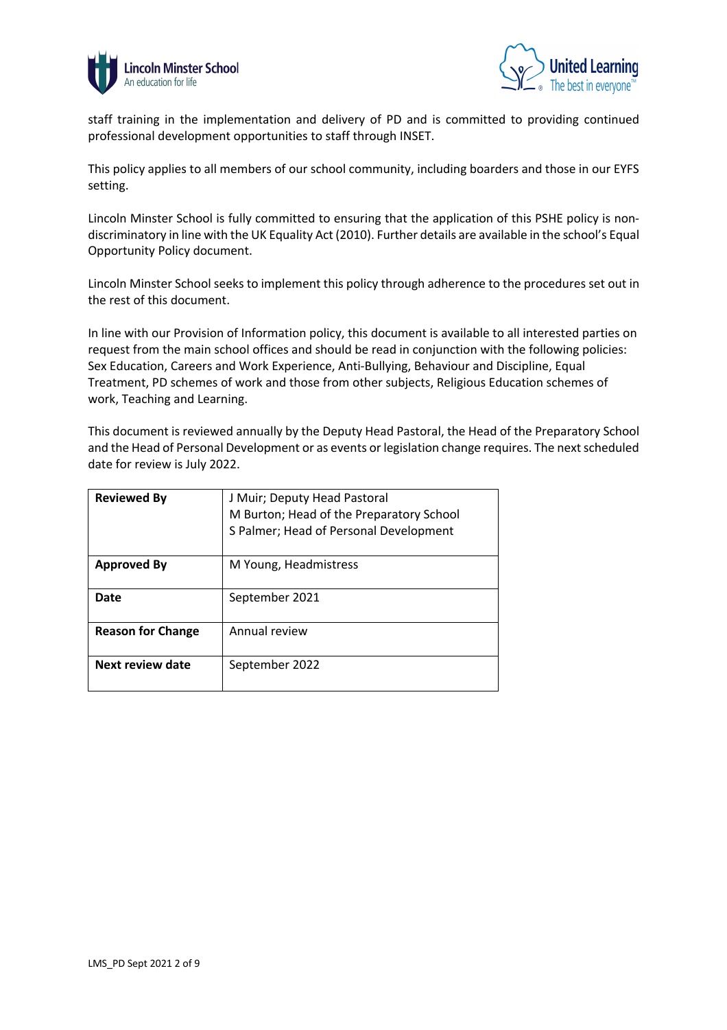staff training in the implementation and delivery of PD and is committed to providing continued professional development opportunities to staff through INSET.

This policy applies to all members of our school community, including boarders and those in our EYFS setting.

Lincoln Minster School is fully committed to ensuring that the application of this PSHE policy is non-discriminatory in line with the UK Equality Act (2010). Further details are available in the school's Equal Opportunity Policy document.

Lincoln Minster School seeks to implement this policy through adherence to the procedures set out in the rest of this document.

In line with our Provision of Information policy, this document is available to all interested parties on request from the main school offices and should be read in conjunction with the following policies: Sex Education, Careers and Work Experience, Anti-Bullying, Behaviour and Discipline, Equal Treatment, PD schemes of work and those from other subjects, Religious Education schemes of work, Teaching and Learning.

This document is reviewed annually by the Deputy Head Pastoral, the Head of the Preparatory School and the Head of Personal Development or as events or legislation change requires. The next scheduled date for review is July 2022.

| **Reviewed By** | J Muir; Deputy Head Pastoral<br>M Burton; Head of the Preparatory School<br>S Palmer; Head of Personal Development |
|---|---|
| **Approved By** | M Young, Headmistress |
| **Date** | September 2021 |
| **Reason for Change** | Annual review |
| **Next review date** | September 2022 |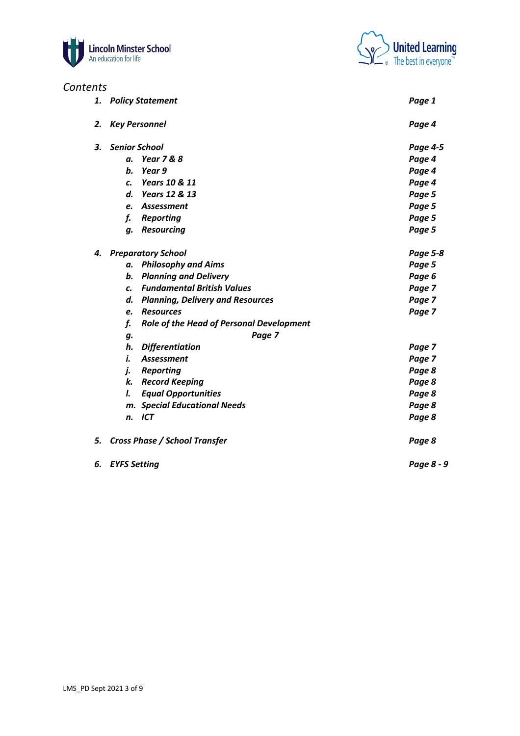*Contents*

| | | |
|---|---|---|
| ***1.*** | ***Policy Statement*** | ***Page 1*** |
| ***2.*** | ***Key Personnel*** | ***Page 4*** |
| ***3.*** | ***Senior School*** | ***Page 4-5*** |
| | ***a. Year 7 & 8*** | ***Page 4*** |
| | ***b. Year 9*** | ***Page 4*** |
| | ***c. Years 10 & 11*** | ***Page 4*** |
| | ***d. Years 12 & 13*** | ***Page 5*** |
| | ***e. Assessment*** | ***Page 5*** |
| | ***f. Reporting*** | ***Page 5*** |
| | ***g. Resourcing*** | ***Page 5*** |
| ***4.*** | ***Preparatory School*** | ***Page 5-8*** |
| | ***a. Philosophy and Aims*** | ***Page 5*** |
| | ***b. Planning and Delivery*** | ***Page 6*** |
| | ***c. Fundamental British Values*** | ***Page 7*** |
| | ***d. Planning, Delivery and Resources*** | ***Page 7*** |
| | ***e. Resources*** | ***Page 7*** |
| | ***f. Role of the Head of Personal Development*** | |
| | ***g.*** ***Page 7*** | |
| | ***h. Differentiation*** | ***Page 7*** |
| | ***i. Assessment*** | ***Page 7*** |
| | ***j. Reporting*** | ***Page 8*** |
| | ***k. Record Keeping*** | ***Page 8*** |
| | ***l. Equal Opportunities*** | ***Page 8*** |
| | ***m. Special Educational Needs*** | ***Page 8*** |
| | ***n. ICT*** | ***Page 8*** |
| ***5.*** | ***Cross Phase / School Transfer*** | ***Page 8*** |
| ***6.*** | ***EYFS Setting*** | ***Page 8 - 9*** |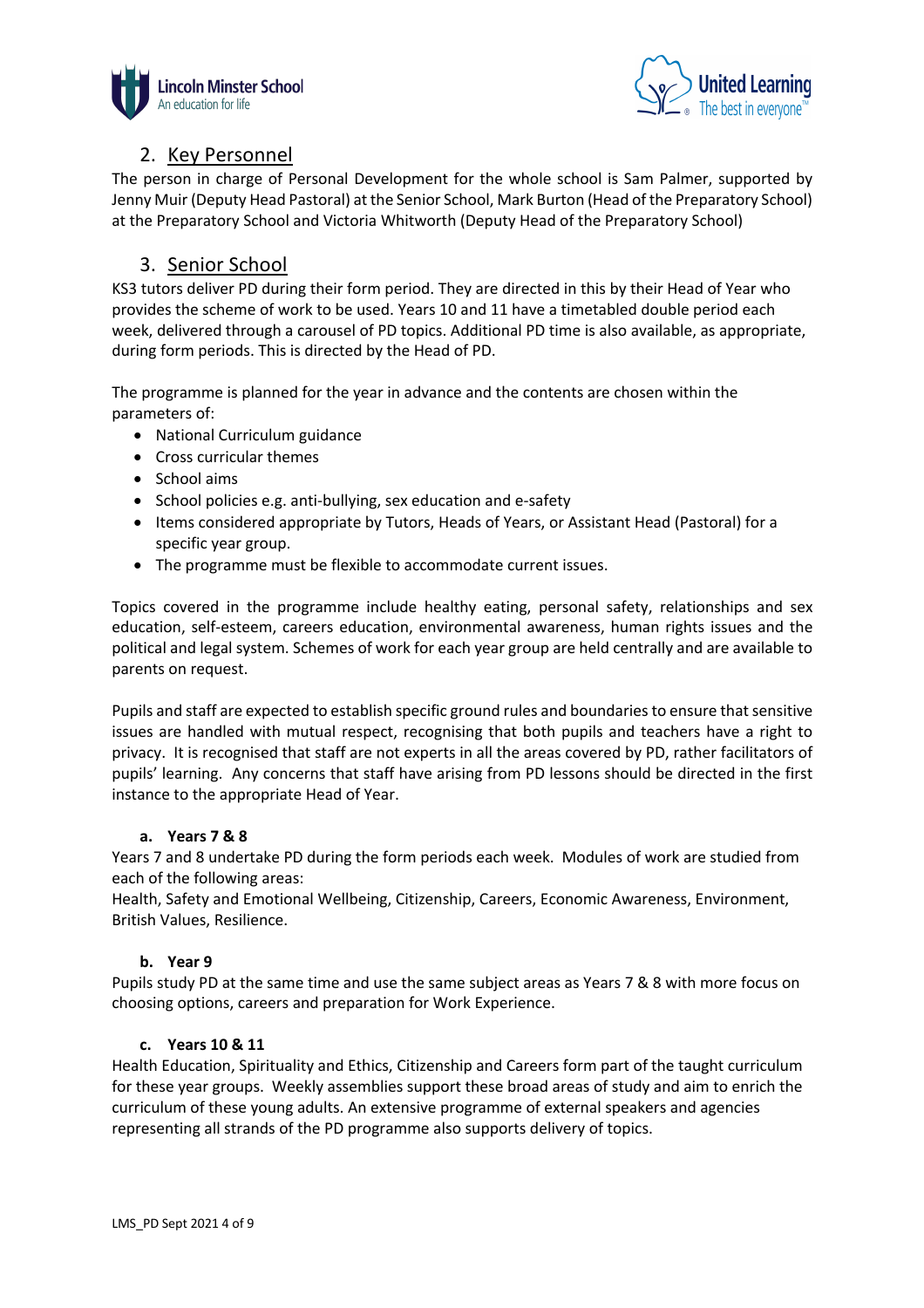## 2. Key Personnel

The person in charge of Personal Development for the whole school is Sam Palmer, supported by Jenny Muir (Deputy Head Pastoral) at the Senior School, Mark Burton (Head of the Preparatory School) at the Preparatory School and Victoria Whitworth (Deputy Head of the Preparatory School)

## 3. Senior School

KS3 tutors deliver PD during their form period. They are directed in this by their Head of Year who provides the scheme of work to be used. Years 10 and 11 have a timetabled double period each week, delivered through a carousel of PD topics. Additional PD time is also available, as appropriate, during form periods. This is directed by the Head of PD.

The programme is planned for the year in advance and the contents are chosen within the parameters of:

- National Curriculum guidance
- Cross curricular themes
- School aims
- School policies e.g. anti-bullying, sex education and e-safety
- Items considered appropriate by Tutors, Heads of Years, or Assistant Head (Pastoral) for a specific year group.
- The programme must be flexible to accommodate current issues.

Topics covered in the programme include healthy eating, personal safety, relationships and sex education, self-esteem, careers education, environmental awareness, human rights issues and the political and legal system. Schemes of work for each year group are held centrally and are available to parents on request.

Pupils and staff are expected to establish specific ground rules and boundaries to ensure that sensitive issues are handled with mutual respect, recognising that both pupils and teachers have a right to privacy. It is recognised that staff are not experts in all the areas covered by PD, rather facilitators of pupils' learning. Any concerns that staff have arising from PD lessons should be directed in the first instance to the appropriate Head of Year.

### a. Years 7 & 8

Years 7 and 8 undertake PD during the form periods each week. Modules of work are studied from each of the following areas:

Health, Safety and Emotional Wellbeing, Citizenship, Careers, Economic Awareness, Environment, British Values, Resilience.

### b. Year 9

Pupils study PD at the same time and use the same subject areas as Years 7 & 8 with more focus on choosing options, careers and preparation for Work Experience.

### c. Years 10 & 11

Health Education, Spirituality and Ethics, Citizenship and Careers form part of the taught curriculum for these year groups. Weekly assemblies support these broad areas of study and aim to enrich the curriculum of these young adults. An extensive programme of external speakers and agencies representing all strands of the PD programme also supports delivery of topics.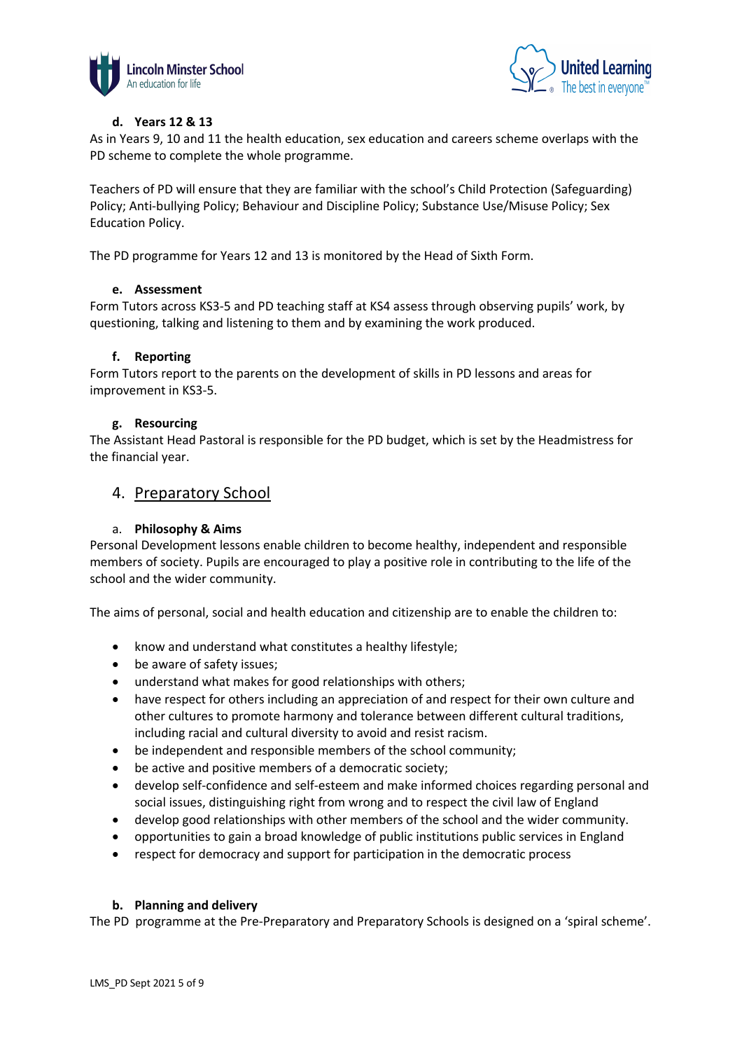#### d. Years 12 & 13

As in Years 9, 10 and 11 the health education, sex education and careers scheme overlaps with the PD scheme to complete the whole programme.

Teachers of PD will ensure that they are familiar with the school's Child Protection (Safeguarding) Policy; Anti-bullying Policy; Behaviour and Discipline Policy; Substance Use/Misuse Policy; Sex Education Policy.

The PD programme for Years 12 and 13 is monitored by the Head of Sixth Form.

#### e. Assessment

Form Tutors across KS3-5 and PD teaching staff at KS4 assess through observing pupils' work, by questioning, talking and listening to them and by examining the work produced.

#### f. Reporting

Form Tutors report to the parents on the development of skills in PD lessons and areas for improvement in KS3-5.

#### g. Resourcing

The Assistant Head Pastoral is responsible for the PD budget, which is set by the Headmistress for the financial year.

## 4. Preparatory School

#### a. Philosophy & Aims

Personal Development lessons enable children to become healthy, independent and responsible members of society. Pupils are encouraged to play a positive role in contributing to the life of the school and the wider community.

The aims of personal, social and health education and citizenship are to enable the children to:

- know and understand what constitutes a healthy lifestyle;
- be aware of safety issues;
- understand what makes for good relationships with others;
- have respect for others including an appreciation of and respect for their own culture and other cultures to promote harmony and tolerance between different cultural traditions, including racial and cultural diversity to avoid and resist racism.
- be independent and responsible members of the school community;
- be active and positive members of a democratic society;
- develop self-confidence and self-esteem and make informed choices regarding personal and social issues, distinguishing right from wrong and to respect the civil law of England
- develop good relationships with other members of the school and the wider community.
- opportunities to gain a broad knowledge of public institutions public services in England
- respect for democracy and support for participation in the democratic process

#### b. Planning and delivery

The PD programme at the Pre-Preparatory and Preparatory Schools is designed on a 'spiral scheme'.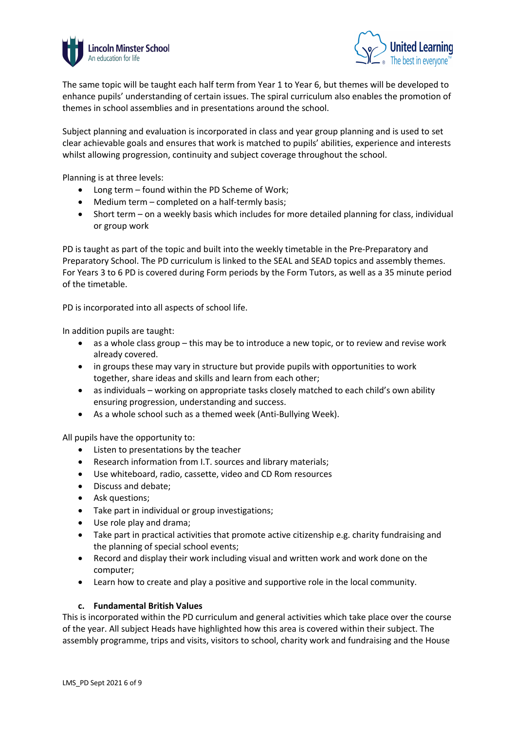The same topic will be taught each half term from Year 1 to Year 6, but themes will be developed to enhance pupils' understanding of certain issues. The spiral curriculum also enables the promotion of themes in school assemblies and in presentations around the school.

Subject planning and evaluation is incorporated in class and year group planning and is used to set clear achievable goals and ensures that work is matched to pupils' abilities, experience and interests whilst allowing progression, continuity and subject coverage throughout the school.

Planning is at three levels:

- Long term – found within the PD Scheme of Work;
- Medium term – completed on a half-termly basis;
- Short term – on a weekly basis which includes for more detailed planning for class, individual or group work

PD is taught as part of the topic and built into the weekly timetable in the Pre-Preparatory and Preparatory School. The PD curriculum is linked to the SEAL and SEAD topics and assembly themes. For Years 3 to 6 PD is covered during Form periods by the Form Tutors, as well as a 35 minute period of the timetable.

PD is incorporated into all aspects of school life.

In addition pupils are taught:

- as a whole class group – this may be to introduce a new topic, or to review and revise work already covered.
- in groups these may vary in structure but provide pupils with opportunities to work together, share ideas and skills and learn from each other;
- as individuals – working on appropriate tasks closely matched to each child's own ability ensuring progression, understanding and success.
- As a whole school such as a themed week (Anti-Bullying Week).

All pupils have the opportunity to:

- Listen to presentations by the teacher
- Research information from I.T. sources and library materials;
- Use whiteboard, radio, cassette, video and CD Rom resources
- Discuss and debate;
- Ask questions;
- Take part in individual or group investigations;
- Use role play and drama;
- Take part in practical activities that promote active citizenship e.g. charity fundraising and the planning of special school events;
- Record and display their work including visual and written work and work done on the computer;
- Learn how to create and play a positive and supportive role in the local community.

### c. Fundamental British Values

This is incorporated within the PD curriculum and general activities which take place over the course of the year. All subject Heads have highlighted how this area is covered within their subject. The assembly programme, trips and visits, visitors to school, charity work and fundraising and the House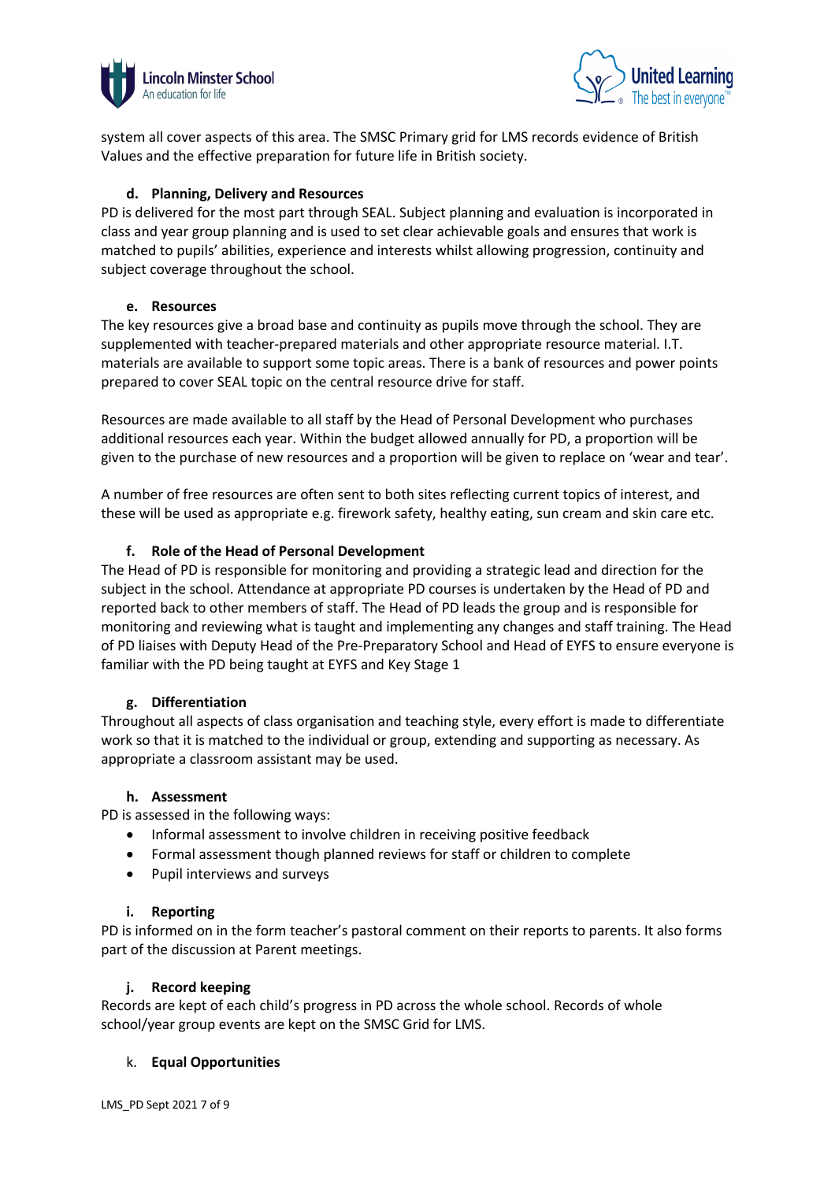system all cover aspects of this area. The SMSC Primary grid for LMS records evidence of British Values and the effective preparation for future life in British society.

### d. Planning, Delivery and Resources

PD is delivered for the most part through SEAL. Subject planning and evaluation is incorporated in class and year group planning and is used to set clear achievable goals and ensures that work is matched to pupils' abilities, experience and interests whilst allowing progression, continuity and subject coverage throughout the school.

### e. Resources

The key resources give a broad base and continuity as pupils move through the school. They are supplemented with teacher-prepared materials and other appropriate resource material. I.T. materials are available to support some topic areas. There is a bank of resources and power points prepared to cover SEAL topic on the central resource drive for staff.

Resources are made available to all staff by the Head of Personal Development who purchases additional resources each year. Within the budget allowed annually for PD, a proportion will be given to the purchase of new resources and a proportion will be given to replace on 'wear and tear'.

A number of free resources are often sent to both sites reflecting current topics of interest, and these will be used as appropriate e.g. firework safety, healthy eating, sun cream and skin care etc.

### f. Role of the Head of Personal Development

The Head of PD is responsible for monitoring and providing a strategic lead and direction for the subject in the school. Attendance at appropriate PD courses is undertaken by the Head of PD and reported back to other members of staff. The Head of PD leads the group and is responsible for monitoring and reviewing what is taught and implementing any changes and staff training. The Head of PD liaises with Deputy Head of the Pre-Preparatory School and Head of EYFS to ensure everyone is familiar with the PD being taught at EYFS and Key Stage 1

### g. Differentiation

Throughout all aspects of class organisation and teaching style, every effort is made to differentiate work so that it is matched to the individual or group, extending and supporting as necessary. As appropriate a classroom assistant may be used.

### h. Assessment

PD is assessed in the following ways:

- Informal assessment to involve children in receiving positive feedback
- Formal assessment though planned reviews for staff or children to complete
- Pupil interviews and surveys

### i. Reporting

PD is informed on in the form teacher's pastoral comment on their reports to parents. It also forms part of the discussion at Parent meetings.

### j. Record keeping

Records are kept of each child's progress in PD across the whole school. Records of whole school/year group events are kept on the SMSC Grid for LMS.

### k. Equal Opportunities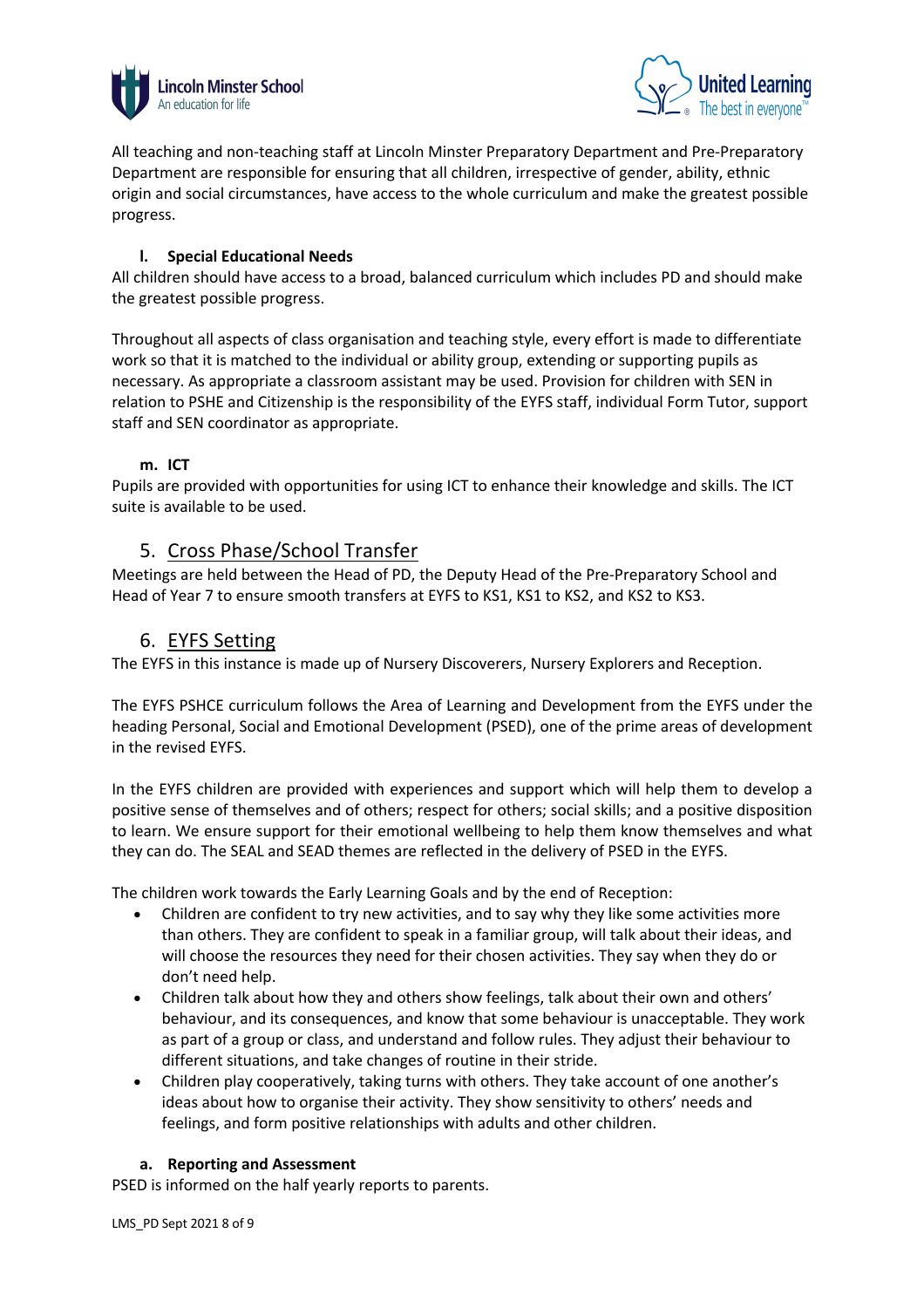All teaching and non-teaching staff at Lincoln Minster Preparatory Department and Pre-Preparatory Department are responsible for ensuring that all children, irrespective of gender, ability, ethnic origin and social circumstances, have access to the whole curriculum and make the greatest possible progress.

#### l. Special Educational Needs

All children should have access to a broad, balanced curriculum which includes PD and should make the greatest possible progress.

Throughout all aspects of class organisation and teaching style, every effort is made to differentiate work so that it is matched to the individual or ability group, extending or supporting pupils as necessary. As appropriate a classroom assistant may be used. Provision for children with SEN in relation to PSHE and Citizenship is the responsibility of the EYFS staff, individual Form Tutor, support staff and SEN coordinator as appropriate.

#### m. ICT

Pupils are provided with opportunities for using ICT to enhance their knowledge and skills. The ICT suite is available to be used.

## 5. Cross Phase/School Transfer

Meetings are held between the Head of PD, the Deputy Head of the Pre-Preparatory School and Head of Year 7 to ensure smooth transfers at EYFS to KS1, KS1 to KS2, and KS2 to KS3.

## 6. EYFS Setting

The EYFS in this instance is made up of Nursery Discoverers, Nursery Explorers and Reception.

The EYFS PSHCE curriculum follows the Area of Learning and Development from the EYFS under the heading Personal, Social and Emotional Development (PSED), one of the prime areas of development in the revised EYFS.

In the EYFS children are provided with experiences and support which will help them to develop a positive sense of themselves and of others; respect for others; social skills; and a positive disposition to learn. We ensure support for their emotional wellbeing to help them know themselves and what they can do. The SEAL and SEAD themes are reflected in the delivery of PSED in the EYFS.

The children work towards the Early Learning Goals and by the end of Reception:

- Children are confident to try new activities, and to say why they like some activities more than others. They are confident to speak in a familiar group, will talk about their ideas, and will choose the resources they need for their chosen activities. They say when they do or don't need help.
- Children talk about how they and others show feelings, talk about their own and others' behaviour, and its consequences, and know that some behaviour is unacceptable. They work as part of a group or class, and understand and follow rules. They adjust their behaviour to different situations, and take changes of routine in their stride.
- Children play cooperatively, taking turns with others. They take account of one another's ideas about how to organise their activity. They show sensitivity to others' needs and feelings, and form positive relationships with adults and other children.

#### a. Reporting and Assessment

PSED is informed on the half yearly reports to parents.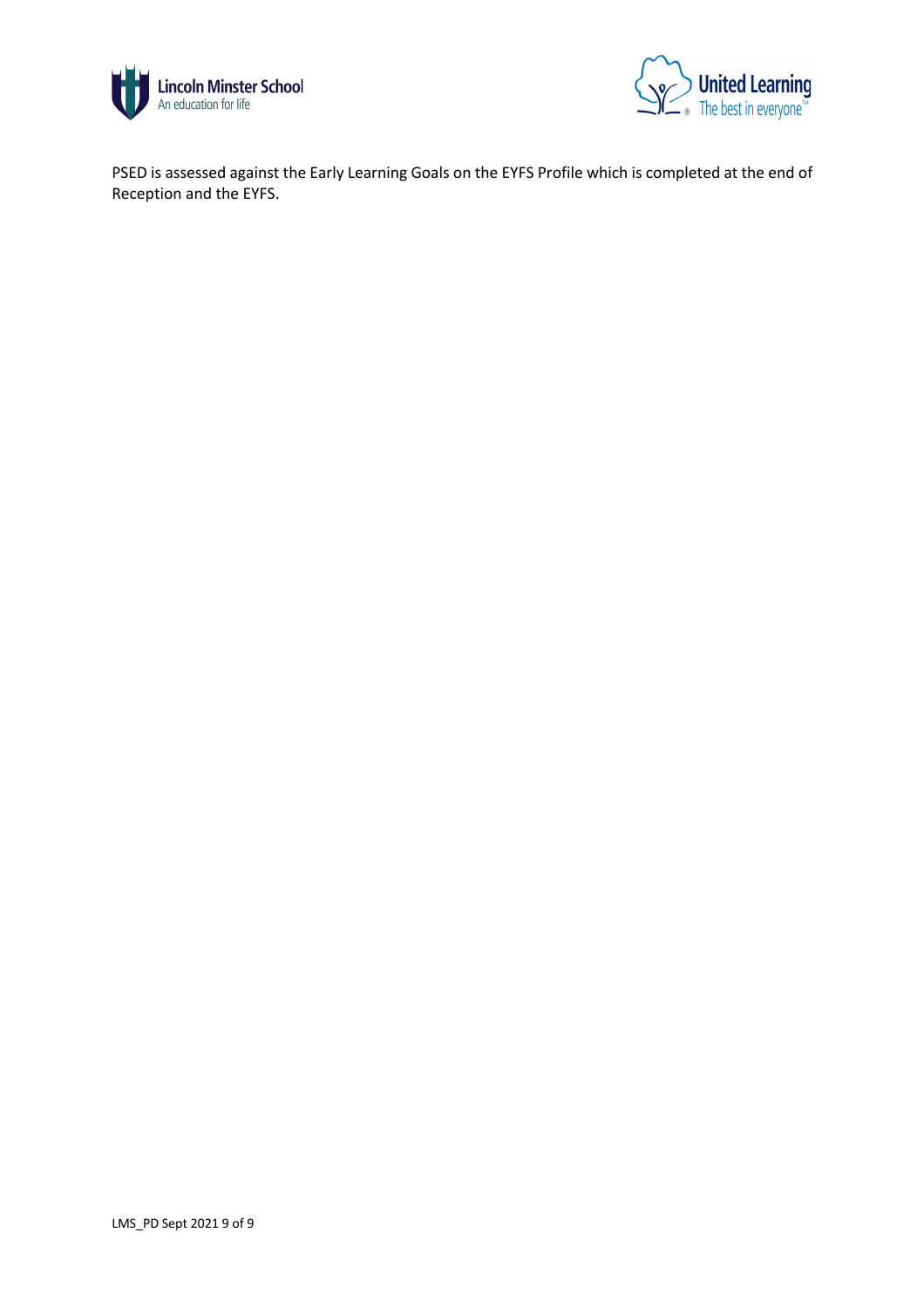PSED is assessed against the Early Learning Goals on the EYFS Profile which is completed at the end of Reception and the EYFS.